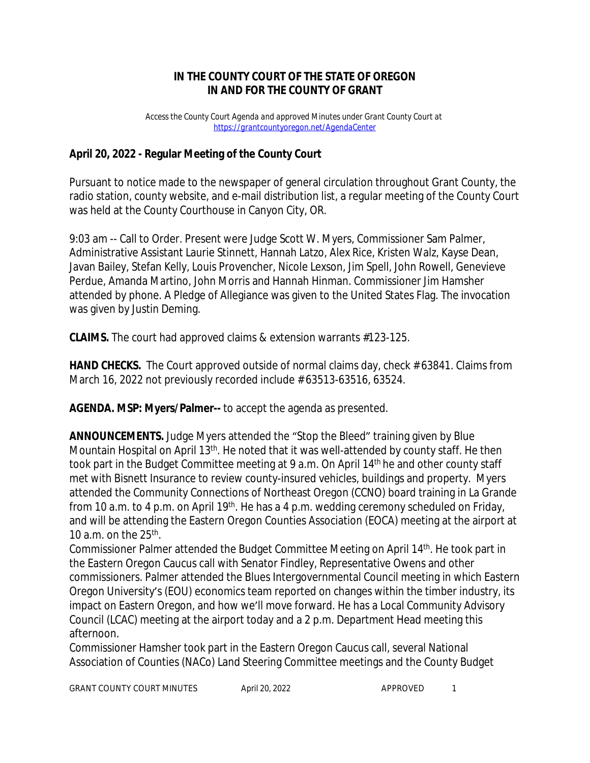**IN THE COUNTY COURT OF THE STATE OF OREGON**
**IN AND FOR THE COUNTY OF GRANT**

*Access the County Court Agenda and approved Minutes under Grant County Court at* https://grantcountyoregon.net/AgendaCenter

## April 20, 2022 - Regular Meeting of the County Court

Pursuant to notice made to the newspaper of general circulation throughout Grant County, the radio station, county website, and e-mail distribution list, a regular meeting of the County Court was held at the County Courthouse in Canyon City, OR.

9:03 am -- Call to Order. Present were Judge Scott W. Myers, Commissioner Sam Palmer, Administrative Assistant Laurie Stinnett, Hannah Latzo, Alex Rice, Kristen Walz, Kayse Dean, Javan Bailey, Stefan Kelly, Louis Provencher, Nicole Lexson, Jim Spell, John Rowell, Genevieve Perdue, Amanda Martino, John Morris and Hannah Hinman. Commissioner Jim Hamsher attended by phone. A Pledge of Allegiance was given to the United States Flag. The invocation was given by Justin Deming.

**CLAIMS.** The court had approved claims & extension warrants #123-125.

**HAND CHECKS.** The Court approved outside of normal claims day, check # 63841. Claims from March 16, 2022 not previously recorded include # 63513-63516, 63524.

**AGENDA. MSP: Myers/Palmer--** to accept the agenda as presented.

**ANNOUNCEMENTS.** Judge Myers attended the "Stop the Bleed" training given by Blue Mountain Hospital on April 13th. He noted that it was well-attended by county staff. He then took part in the Budget Committee meeting at 9 a.m. On April 14th he and other county staff met with Bisnett Insurance to review county-insured vehicles, buildings and property. Myers attended the Community Connections of Northeast Oregon (CCNO) board training in La Grande from 10 a.m. to 4 p.m. on April 19th. He has a 4 p.m. wedding ceremony scheduled on Friday, and will be attending the Eastern Oregon Counties Association (EOCA) meeting at the airport at 10 a.m. on the 25th.

Commissioner Palmer attended the Budget Committee Meeting on April 14th. He took part in the Eastern Oregon Caucus call with Senator Findley, Representative Owens and other commissioners. Palmer attended the Blues Intergovernmental Council meeting in which Eastern Oregon University's (EOU) economics team reported on changes within the timber industry, its impact on Eastern Oregon, and how we'll move forward. He has a Local Community Advisory Council (LCAC) meeting at the airport today and a 2 p.m. Department Head meeting this afternoon.

Commissioner Hamsher took part in the Eastern Oregon Caucus call, several National Association of Counties (NACo) Land Steering Committee meetings and the County Budget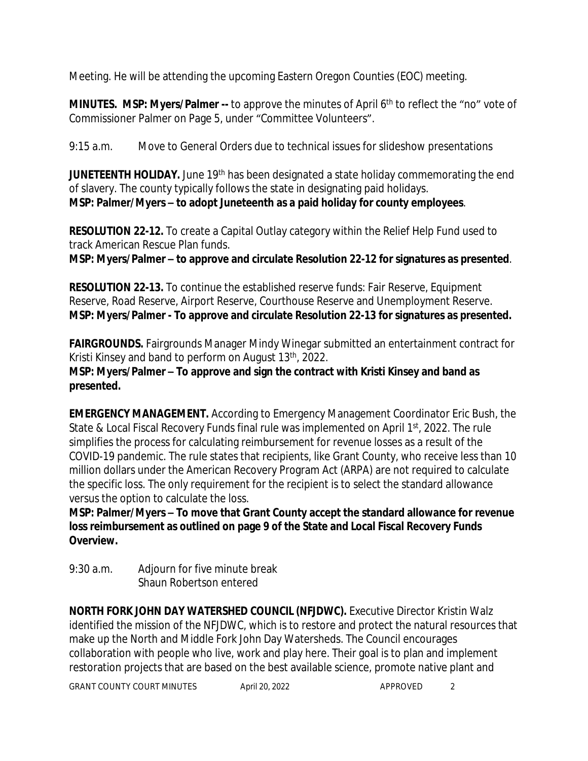Meeting. He will be attending the upcoming Eastern Oregon Counties (EOC) meeting.

**MINUTES. MSP: Myers/Palmer --** to approve the minutes of April 6th to reflect the "no" vote of Commissioner Palmer on Page 5, under "Committee Volunteers".

9:15 a.m. Move to General Orders due to technical issues for slideshow presentations

**JUNETEENTH HOLIDAY.** June 19th has been designated a state holiday commemorating the end of slavery. The county typically follows the state in designating paid holidays.
**MSP: Palmer/Myers – to adopt Juneteenth as a paid holiday for county employees**.

**RESOLUTION 22-12.** To create a Capital Outlay category within the Relief Help Fund used to track American Rescue Plan funds.
**MSP: Myers/Palmer – to approve and circulate Resolution 22-12 for signatures as presented**.

**RESOLUTION 22-13.** To continue the established reserve funds: Fair Reserve, Equipment Reserve, Road Reserve, Airport Reserve, Courthouse Reserve and Unemployment Reserve.
**MSP: Myers/Palmer - To approve and circulate Resolution 22-13 for signatures as presented.**

**FAIRGROUNDS.** Fairgrounds Manager Mindy Winegar submitted an entertainment contract for Kristi Kinsey and band to perform on August 13th, 2022.
**MSP: Myers/Palmer – To approve and sign the contract with Kristi Kinsey and band as presented.**

**EMERGENCY MANAGEMENT.** According to Emergency Management Coordinator Eric Bush, the State & Local Fiscal Recovery Funds final rule was implemented on April 1st, 2022. The rule simplifies the process for calculating reimbursement for revenue losses as a result of the COVID-19 pandemic. The rule states that recipients, like Grant County, who receive less than 10 million dollars under the American Recovery Program Act (ARPA) are not required to calculate the specific loss. The only requirement for the recipient is to select the standard allowance versus the option to calculate the loss.
**MSP: Palmer/Myers – To move that Grant County accept the standard allowance for revenue loss reimbursement as outlined on page 9 of the State and Local Fiscal Recovery Funds Overview.**

9:30 a.m. Adjourn for five minute break
Shaun Robertson entered

**NORTH FORK JOHN DAY WATERSHED COUNCIL (NFJDWC).** Executive Director Kristin Walz identified the mission of the NFJDWC, which is to restore and protect the natural resources that make up the North and Middle Fork John Day Watersheds. The Council encourages collaboration with people who live, work and play here. Their goal is to plan and implement restoration projects that are based on the best available science, promote native plant and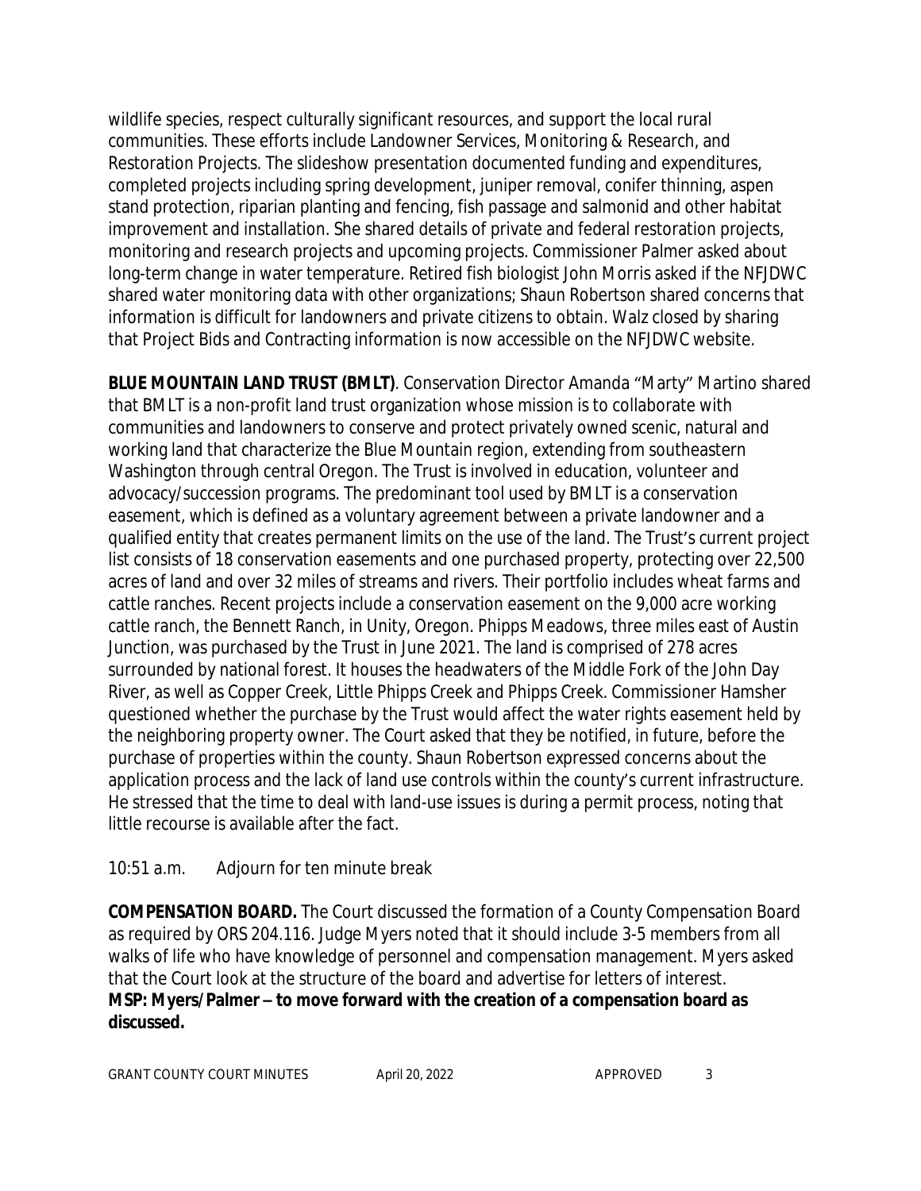wildlife species, respect culturally significant resources, and support the local rural communities. These efforts include Landowner Services, Monitoring & Research, and Restoration Projects. The slideshow presentation documented funding and expenditures, completed projects including spring development, juniper removal, conifer thinning, aspen stand protection, riparian planting and fencing, fish passage and salmonid and other habitat improvement and installation. She shared details of private and federal restoration projects, monitoring and research projects and upcoming projects. Commissioner Palmer asked about long-term change in water temperature. Retired fish biologist John Morris asked if the NFJDWC shared water monitoring data with other organizations; Shaun Robertson shared concerns that information is difficult for landowners and private citizens to obtain. Walz closed by sharing that Project Bids and Contracting information is now accessible on the NFJDWC website.

**BLUE MOUNTAIN LAND TRUST (BMLT)**. Conservation Director Amanda "Marty" Martino shared that BMLT is a non-profit land trust organization whose mission is to collaborate with communities and landowners to conserve and protect privately owned scenic, natural and working land that characterize the Blue Mountain region, extending from southeastern Washington through central Oregon. The Trust is involved in education, volunteer and advocacy/succession programs. The predominant tool used by BMLT is a conservation easement, which is defined as a voluntary agreement between a private landowner and a qualified entity that creates permanent limits on the use of the land. The Trust's current project list consists of 18 conservation easements and one purchased property, protecting over 22,500 acres of land and over 32 miles of streams and rivers. Their portfolio includes wheat farms and cattle ranches. Recent projects include a conservation easement on the 9,000 acre working cattle ranch, the Bennett Ranch, in Unity, Oregon. Phipps Meadows, three miles east of Austin Junction, was purchased by the Trust in June 2021. The land is comprised of 278 acres surrounded by national forest. It houses the headwaters of the Middle Fork of the John Day River, as well as Copper Creek, Little Phipps Creek and Phipps Creek. Commissioner Hamsher questioned whether the purchase by the Trust would affect the water rights easement held by the neighboring property owner. The Court asked that they be notified, in future, before the purchase of properties within the county. Shaun Robertson expressed concerns about the application process and the lack of land use controls within the county's current infrastructure. He stressed that the time to deal with land-use issues is during a permit process, noting that little recourse is available after the fact.

10:51 a.m. Adjourn for ten minute break

**COMPENSATION BOARD.** The Court discussed the formation of a County Compensation Board as required by ORS 204.116. Judge Myers noted that it should include 3-5 members from all walks of life who have knowledge of personnel and compensation management. Myers asked that the Court look at the structure of the board and advertise for letters of interest.
**MSP: Myers/Palmer – to move forward with the creation of a compensation board as discussed.**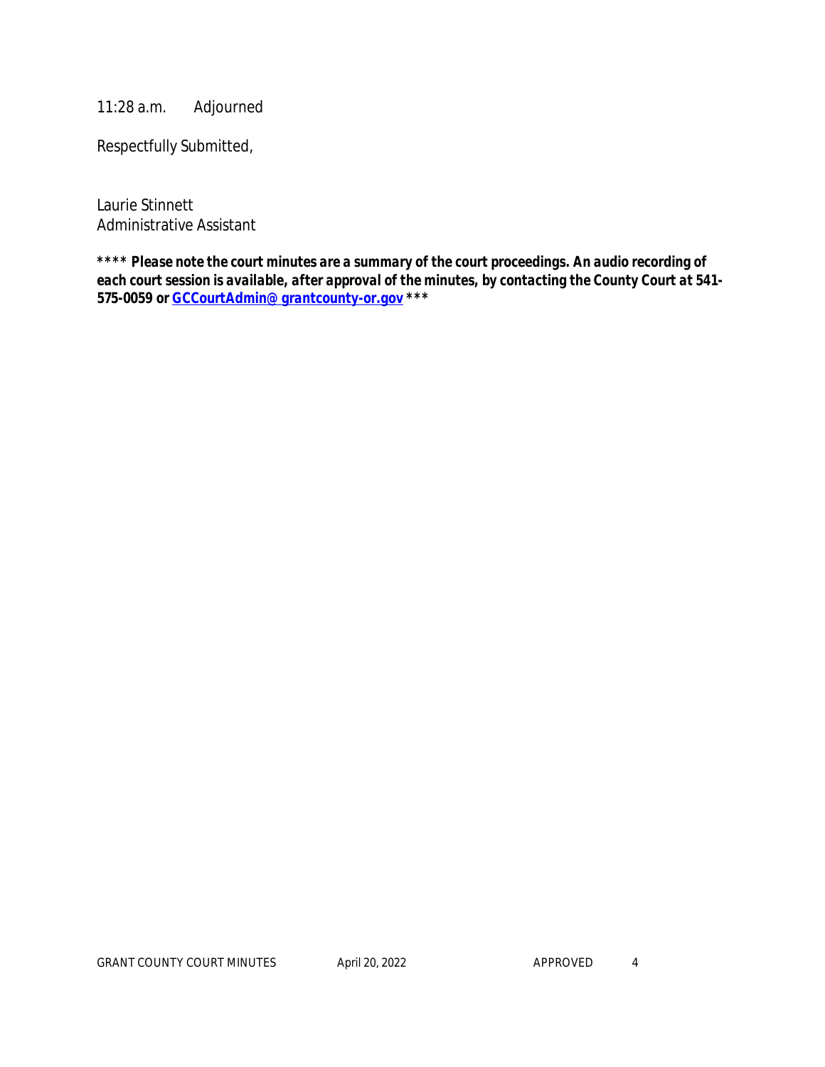11:28 a.m.	Adjourned

Respectfully Submitted,

Laurie Stinnett
Administrative Assistant

***\*\*\*\* Please note the court minutes are a summary of the court proceedings. An audio recording of each court session is available, after approval of the minutes, by contacting the County Court at 541-575-0059 or [GCCourtAdmin@grantcounty-or.gov](mailto:GCCourtAdmin@grantcounty-or.gov) \*\*\****